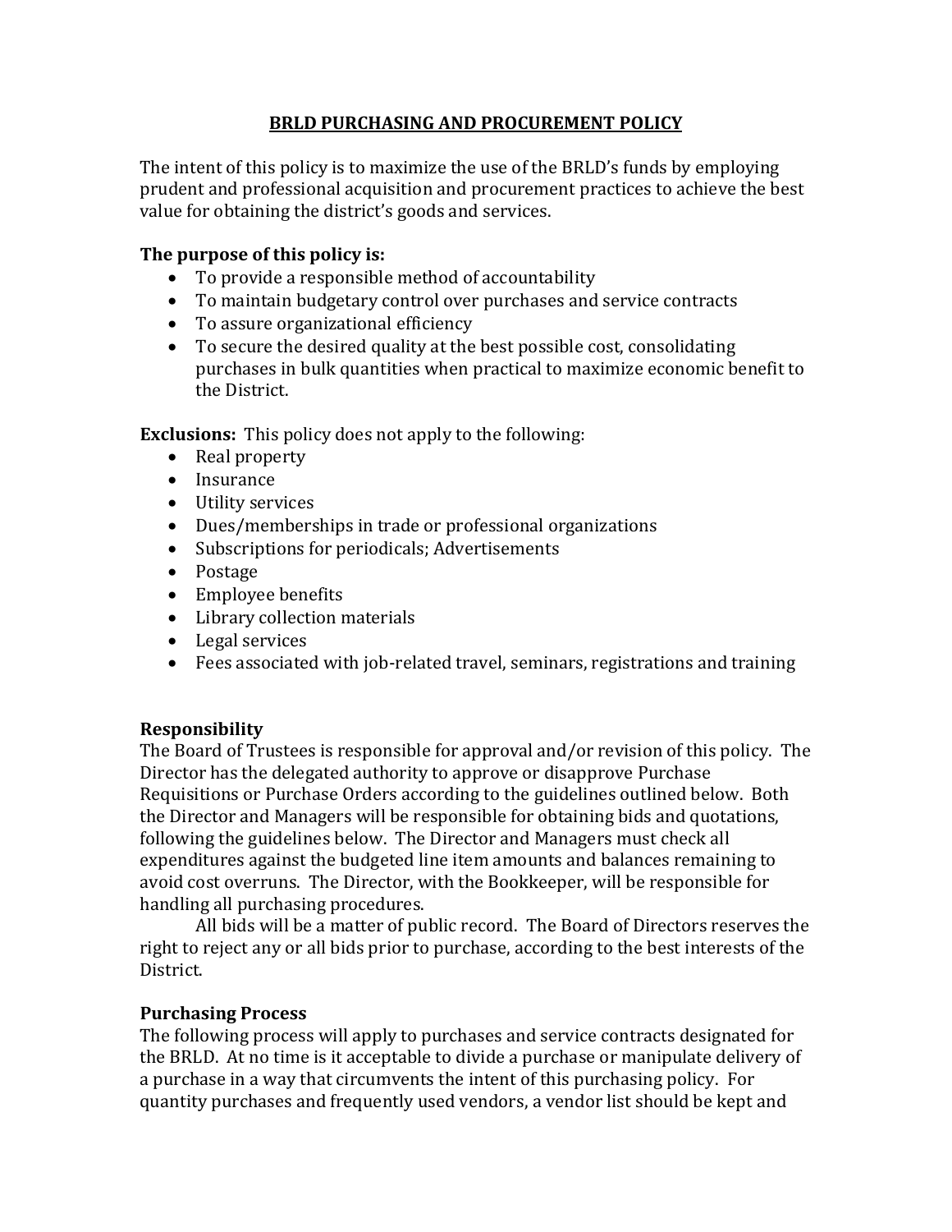# BRLD PURCHASING AND PROCUREMENT POLICY

The intent of this policy is to maximize the use of the BRLD's funds by employing prudent and professional acquisition and procurement practices to achieve the best value for obtaining the district's goods and services.

**The purpose of this policy is:**

- To provide a responsible method of accountability
- To maintain budgetary control over purchases and service contracts
- To assure organizational efficiency
- To secure the desired quality at the best possible cost, consolidating purchases in bulk quantities when practical to maximize economic benefit to the District.

**Exclusions:** This policy does not apply to the following:

- Real property
- Insurance
- Utility services
- Dues/memberships in trade or professional organizations
- Subscriptions for periodicals; Advertisements
- Postage
- Employee benefits
- Library collection materials
- Legal services
- Fees associated with job-related travel, seminars, registrations and training

## Responsibility

The Board of Trustees is responsible for approval and/or revision of this policy. The Director has the delegated authority to approve or disapprove Purchase Requisitions or Purchase Orders according to the guidelines outlined below. Both the Director and Managers will be responsible for obtaining bids and quotations, following the guidelines below. The Director and Managers must check all expenditures against the budgeted line item amounts and balances remaining to avoid cost overruns. The Director, with the Bookkeeper, will be responsible for handling all purchasing procedures.

All bids will be a matter of public record. The Board of Directors reserves the right to reject any or all bids prior to purchase, according to the best interests of the District.

## Purchasing Process

The following process will apply to purchases and service contracts designated for the BRLD. At no time is it acceptable to divide a purchase or manipulate delivery of a purchase in a way that circumvents the intent of this purchasing policy. For quantity purchases and frequently used vendors, a vendor list should be kept and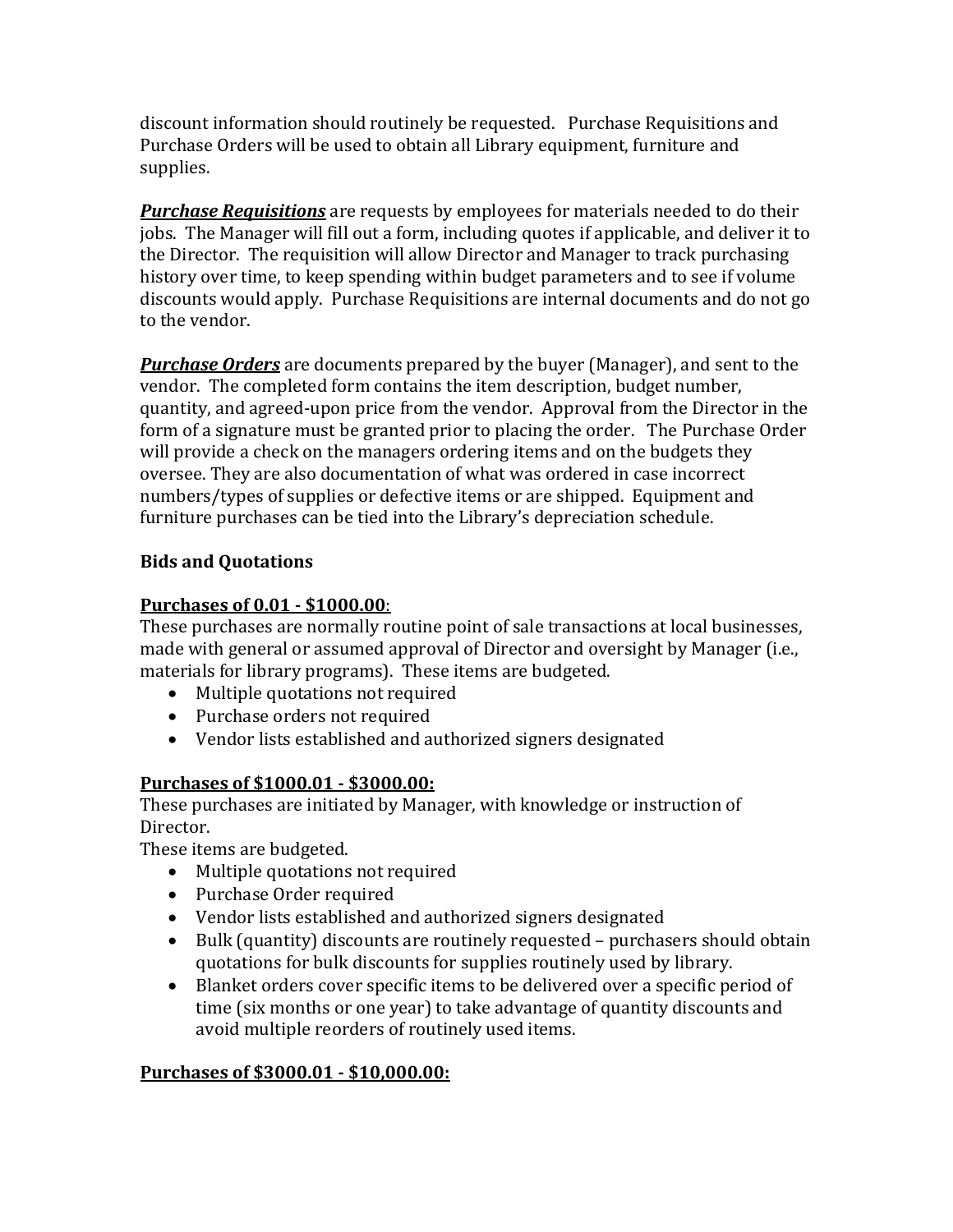discount information should routinely be requested. Purchase Requisitions and Purchase Orders will be used to obtain all Library equipment, furniture and supplies.

***Purchase Requisitions*** are requests by employees for materials needed to do their jobs. The Manager will fill out a form, including quotes if applicable, and deliver it to the Director. The requisition will allow Director and Manager to track purchasing history over time, to keep spending within budget parameters and to see if volume discounts would apply. Purchase Requisitions are internal documents and do not go to the vendor.

***Purchase Orders*** are documents prepared by the buyer (Manager), and sent to the vendor. The completed form contains the item description, budget number, quantity, and agreed-upon price from the vendor. Approval from the Director in the form of a signature must be granted prior to placing the order. The Purchase Order will provide a check on the managers ordering items and on the budgets they oversee. They are also documentation of what was ordered in case incorrect numbers/types of supplies or defective items or are shipped. Equipment and furniture purchases can be tied into the Library's depreciation schedule.

**Bids and Quotations**

**Purchases of 0.01 - $1000.00**:

These purchases are normally routine point of sale transactions at local businesses, made with general or assumed approval of Director and oversight by Manager (i.e., materials for library programs). These items are budgeted.

- Multiple quotations not required
- Purchase orders not required
- Vendor lists established and authorized signers designated

**Purchases of $1000.01 - $3000.00:**

These purchases are initiated by Manager, with knowledge or instruction of Director.

These items are budgeted.

- Multiple quotations not required
- Purchase Order required
- Vendor lists established and authorized signers designated
- Bulk (quantity) discounts are routinely requested – purchasers should obtain quotations for bulk discounts for supplies routinely used by library.
- Blanket orders cover specific items to be delivered over a specific period of time (six months or one year) to take advantage of quantity discounts and avoid multiple reorders of routinely used items.

**Purchases of $3000.01 - $10,000.00:**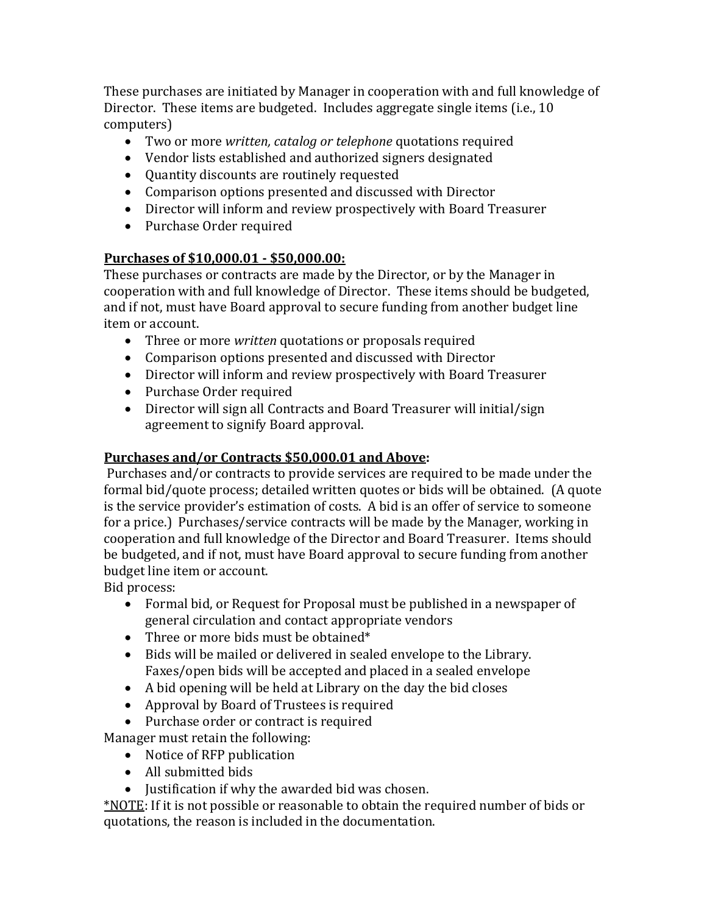These purchases are initiated by Manager in cooperation with and full knowledge of Director. These items are budgeted. Includes aggregate single items (i.e., 10 computers)

- Two or more *written, catalog or telephone* quotations required
- Vendor lists established and authorized signers designated
- Quantity discounts are routinely requested
- Comparison options presented and discussed with Director
- Director will inform and review prospectively with Board Treasurer
- Purchase Order required

**Purchases of $10,000.01 - $50,000.00:**

These purchases or contracts are made by the Director, or by the Manager in cooperation with and full knowledge of Director. These items should be budgeted, and if not, must have Board approval to secure funding from another budget line item or account.

- Three or more *written* quotations or proposals required
- Comparison options presented and discussed with Director
- Director will inform and review prospectively with Board Treasurer
- Purchase Order required
- Director will sign all Contracts and Board Treasurer will initial/sign agreement to signify Board approval.

**Purchases and/or Contracts $50,000.01 and Above:**

Purchases and/or contracts to provide services are required to be made under the formal bid/quote process; detailed written quotes or bids will be obtained. (A quote is the service provider's estimation of costs. A bid is an offer of service to someone for a price.) Purchases/service contracts will be made by the Manager, working in cooperation and full knowledge of the Director and Board Treasurer. Items should be budgeted, and if not, must have Board approval to secure funding from another budget line item or account.

Bid process:

- Formal bid, or Request for Proposal must be published in a newspaper of general circulation and contact appropriate vendors
- Three or more bids must be obtained*
- Bids will be mailed or delivered in sealed envelope to the Library. Faxes/open bids will be accepted and placed in a sealed envelope
- A bid opening will be held at Library on the day the bid closes
- Approval by Board of Trustees is required
- Purchase order or contract is required

Manager must retain the following:

- Notice of RFP publication
- All submitted bids
- Justification if why the awarded bid was chosen.

*NOTE: If it is not possible or reasonable to obtain the required number of bids or quotations, the reason is included in the documentation.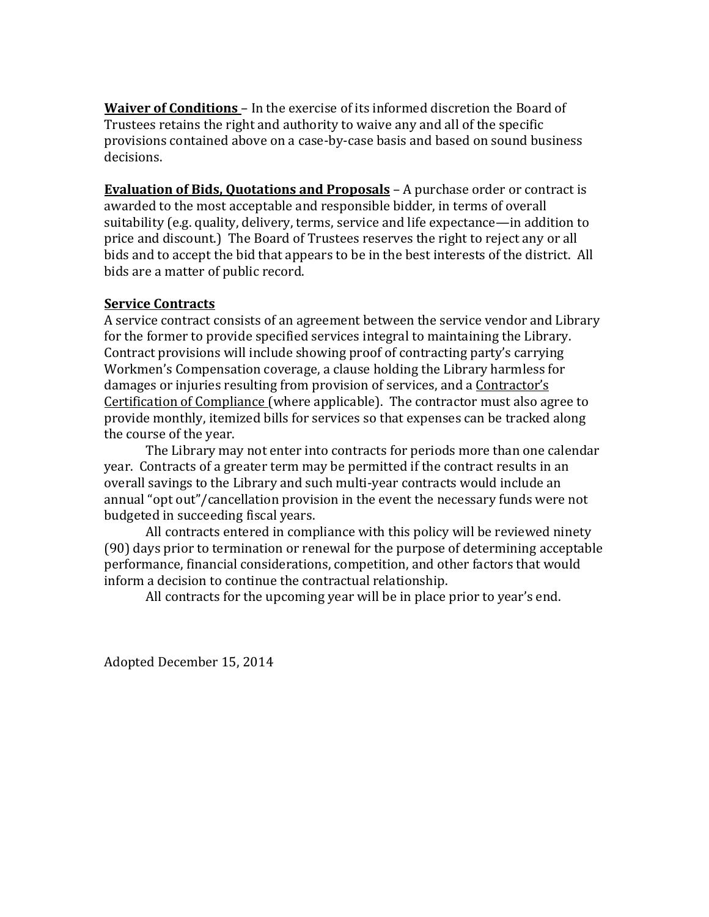**Waiver of Conditions** – In the exercise of its informed discretion the Board of Trustees retains the right and authority to waive any and all of the specific provisions contained above on a case-by-case basis and based on sound business decisions.

**Evaluation of Bids, Quotations and Proposals** – A purchase order or contract is awarded to the most acceptable and responsible bidder, in terms of overall suitability (e.g. quality, delivery, terms, service and life expectance—in addition to price and discount.) The Board of Trustees reserves the right to reject any or all bids and to accept the bid that appears to be in the best interests of the district. All bids are a matter of public record.

**Service Contracts**

A service contract consists of an agreement between the service vendor and Library for the former to provide specified services integral to maintaining the Library. Contract provisions will include showing proof of contracting party's carrying Workmen's Compensation coverage, a clause holding the Library harmless for damages or injuries resulting from provision of services, and a Contractor's Certification of Compliance (where applicable). The contractor must also agree to provide monthly, itemized bills for services so that expenses can be tracked along the course of the year.

The Library may not enter into contracts for periods more than one calendar year. Contracts of a greater term may be permitted if the contract results in an overall savings to the Library and such multi-year contracts would include an annual "opt out"/cancellation provision in the event the necessary funds were not budgeted in succeeding fiscal years.

All contracts entered in compliance with this policy will be reviewed ninety (90) days prior to termination or renewal for the purpose of determining acceptable performance, financial considerations, competition, and other factors that would inform a decision to continue the contractual relationship.

All contracts for the upcoming year will be in place prior to year's end.

Adopted December 15, 2014